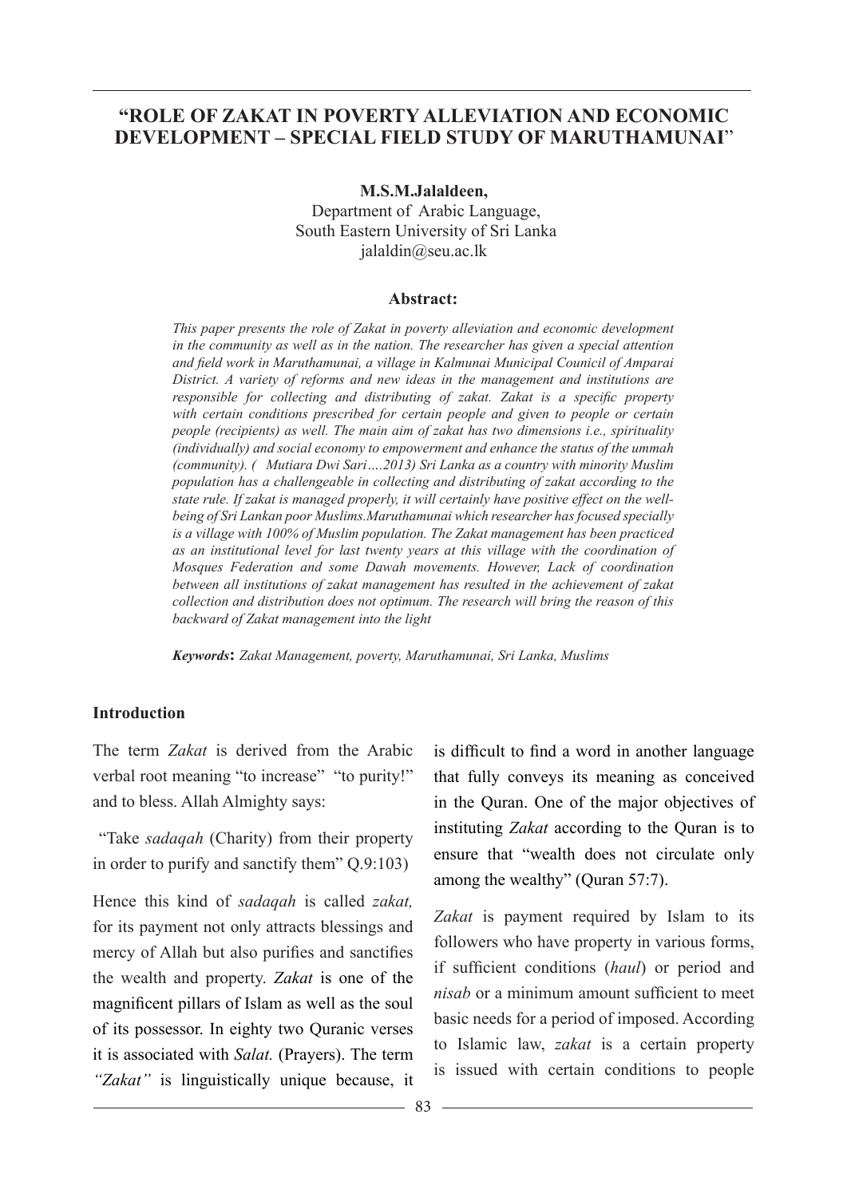# "ROLE OF ZAKAT IN POVERTY ALLEVIATION AND ECONOMIC DEVELOPMENT – SPECIAL FIELD STUDY OF MARUTHAMUNAI"

**M.S.M.Jalaldeen,**
Department of Arabic Language,
South Eastern University of Sri Lanka
jalaldin@seu.ac.lk

**Abstract:**

*This paper presents the role of Zakat in poverty alleviation and economic development in the community as well as in the nation. The researcher has given a special attention and field work in Maruthamunai, a village in Kalmunai Municipal Councicil of Amparai District. A variety of reforms and new ideas in the management and institutions are responsible for collecting and distributing of zakat. Zakat is a specific property with certain conditions prescribed for certain people and given to people or certain people (recipients) as well. The main aim of zakat has two dimensions i.e., spirituality (individually) and social economy to empowerment and enhance the status of the ummah (community). ( Mutiara Dwi Sari….2013) Sri Lanka as a country with minority Muslim population has a challengeable in collecting and distributing of zakat according to the state rule. If zakat is managed properly, it will certainly have positive effect on the well-being of Sri Lankan poor Muslims.Maruthamunai which researcher has focused specially is a village with 100% of Muslim population. The Zakat management has been practiced as an institutional level for last twenty years at this village with the coordination of Mosques Federation and some Dawah movements. However, Lack of coordination between all institutions of zakat management has resulted in the achievement of zakat collection and distribution does not optimum. The research will bring the reason of this backward of Zakat management into the light*

***Keywords*:** *Zakat Management, poverty, Maruthamunai, Sri Lanka, Muslims*

## Introduction

The term *Zakat* is derived from the Arabic verbal root meaning "to increase" "to purity!" and to bless. Allah Almighty says:

"Take *sadaqah* (Charity) from their property in order to purify and sanctify them" Q.9:103)

Hence this kind of *sadaqah* is called *zakat,* for its payment not only attracts blessings and mercy of Allah but also purifies and sanctifies the wealth and property. *Zakat* is one of the magnificent pillars of Islam as well as the soul of its possessor. In eighty two Quranic verses it is associated with *Salat.* (Prayers). The term *"Zakat"* is linguistically unique because, it is difficult to find a word in another language that fully conveys its meaning as conceived in the Quran. One of the major objectives of instituting *Zakat* according to the Quran is to ensure that "wealth does not circulate only among the wealthy" (Quran 57:7).

*Zakat* is payment required by Islam to its followers who have property in various forms, if sufficient conditions (*haul*) or period and *nisab* or a minimum amount sufficient to meet basic needs for a period of imposed. According to Islamic law, *zakat* is a certain property is issued with certain conditions to people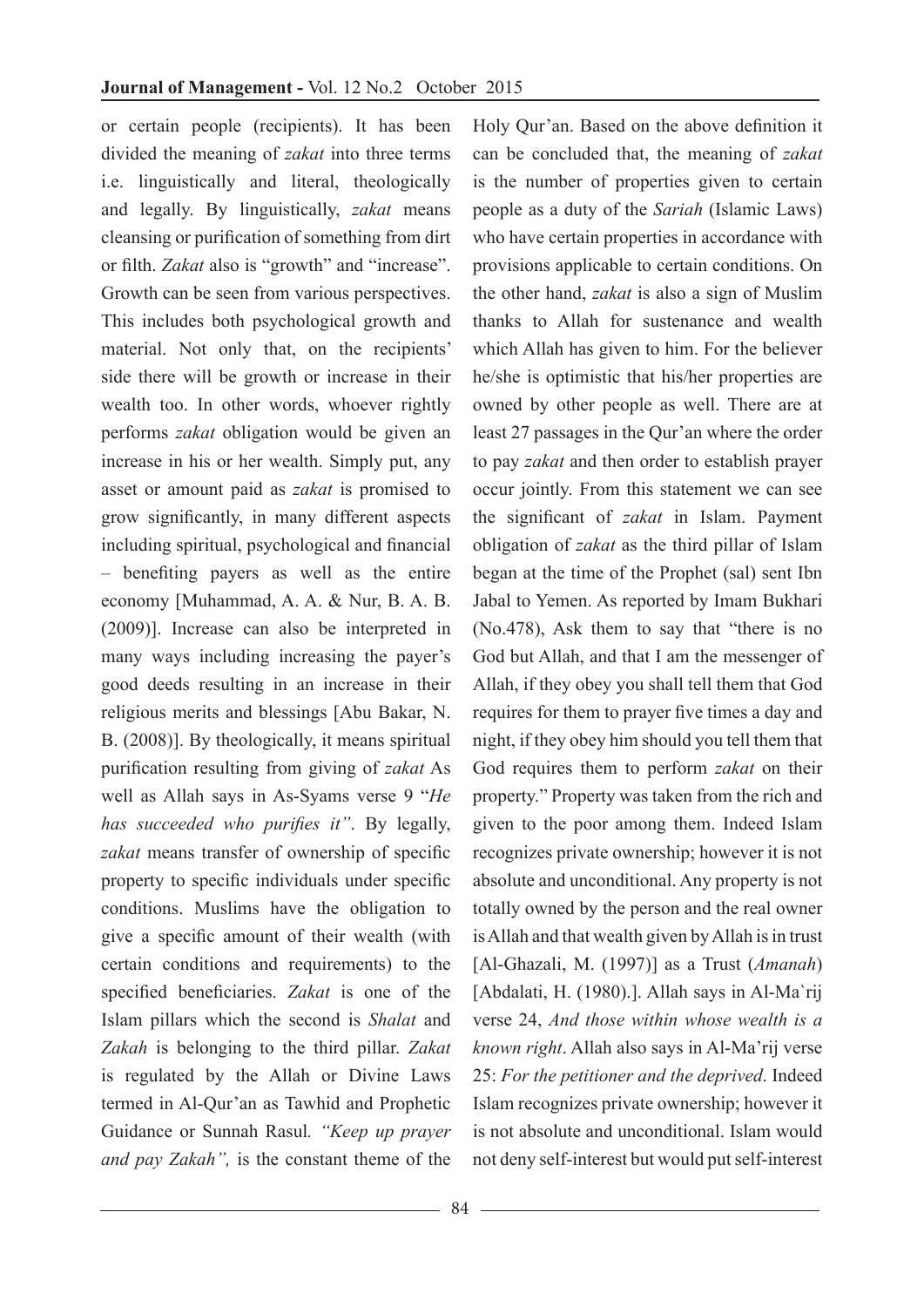or certain people (recipients). It has been divided the meaning of *zakat* into three terms i.e. linguistically and literal, theologically and legally. By linguistically, *zakat* means cleansing or purification of something from dirt or filth. *Zakat* also is "growth" and "increase". Growth can be seen from various perspectives. This includes both psychological growth and material. Not only that, on the recipients' side there will be growth or increase in their wealth too. In other words, whoever rightly performs *zakat* obligation would be given an increase in his or her wealth. Simply put, any asset or amount paid as *zakat* is promised to grow significantly, in many different aspects including spiritual, psychological and financial – benefiting payers as well as the entire economy [Muhammad, A. A. & Nur, B. A. B. (2009)]. Increase can also be interpreted in many ways including increasing the payer's good deeds resulting in an increase in their religious merits and blessings [Abu Bakar, N. B. (2008)]. By theologically, it means spiritual purification resulting from giving of *zakat* As well as Allah says in As-Syams verse 9 "*He has succeeded who purifies it"*. By legally, *zakat* means transfer of ownership of specific property to specific individuals under specific conditions. Muslims have the obligation to give a specific amount of their wealth (with certain conditions and requirements) to the specified beneficiaries. *Zakat* is one of the Islam pillars which the second is *Shalat* and *Zakah* is belonging to the third pillar. *Zakat* is regulated by the Allah or Divine Laws termed in Al-Qur'an as Tawhid and Prophetic Guidance or Sunnah Rasul*. "Keep up prayer and pay Zakah",* is the constant theme of the Holy Qur'an. Based on the above definition it can be concluded that, the meaning of *zakat* is the number of properties given to certain people as a duty of the *Sariah* (Islamic Laws) who have certain properties in accordance with provisions applicable to certain conditions. On the other hand, *zakat* is also a sign of Muslim thanks to Allah for sustenance and wealth which Allah has given to him. For the believer he/she is optimistic that his/her properties are owned by other people as well. There are at least 27 passages in the Qur'an where the order to pay *zakat* and then order to establish prayer occur jointly. From this statement we can see the significant of *zakat* in Islam. Payment obligation of *zakat* as the third pillar of Islam began at the time of the Prophet (sal) sent Ibn Jabal to Yemen. As reported by Imam Bukhari (No.478), Ask them to say that "there is no God but Allah, and that I am the messenger of Allah, if they obey you shall tell them that God requires for them to prayer five times a day and night, if they obey him should you tell them that God requires them to perform *zakat* on their property." Property was taken from the rich and given to the poor among them. Indeed Islam recognizes private ownership; however it is not absolute and unconditional. Any property is not totally owned by the person and the real owner is Allah and that wealth given by Allah is in trust [Al-Ghazali, M. (1997)] as a Trust (*Amanah*) [Abdalati, H. (1980).]. Allah says in Al-Ma`rij verse 24, *And those within whose wealth is a known right*. Allah also says in Al-Ma'rij verse 25: *For the petitioner and the deprived*. Indeed Islam recognizes private ownership; however it is not absolute and unconditional. Islam would not deny self-interest but would put self-interest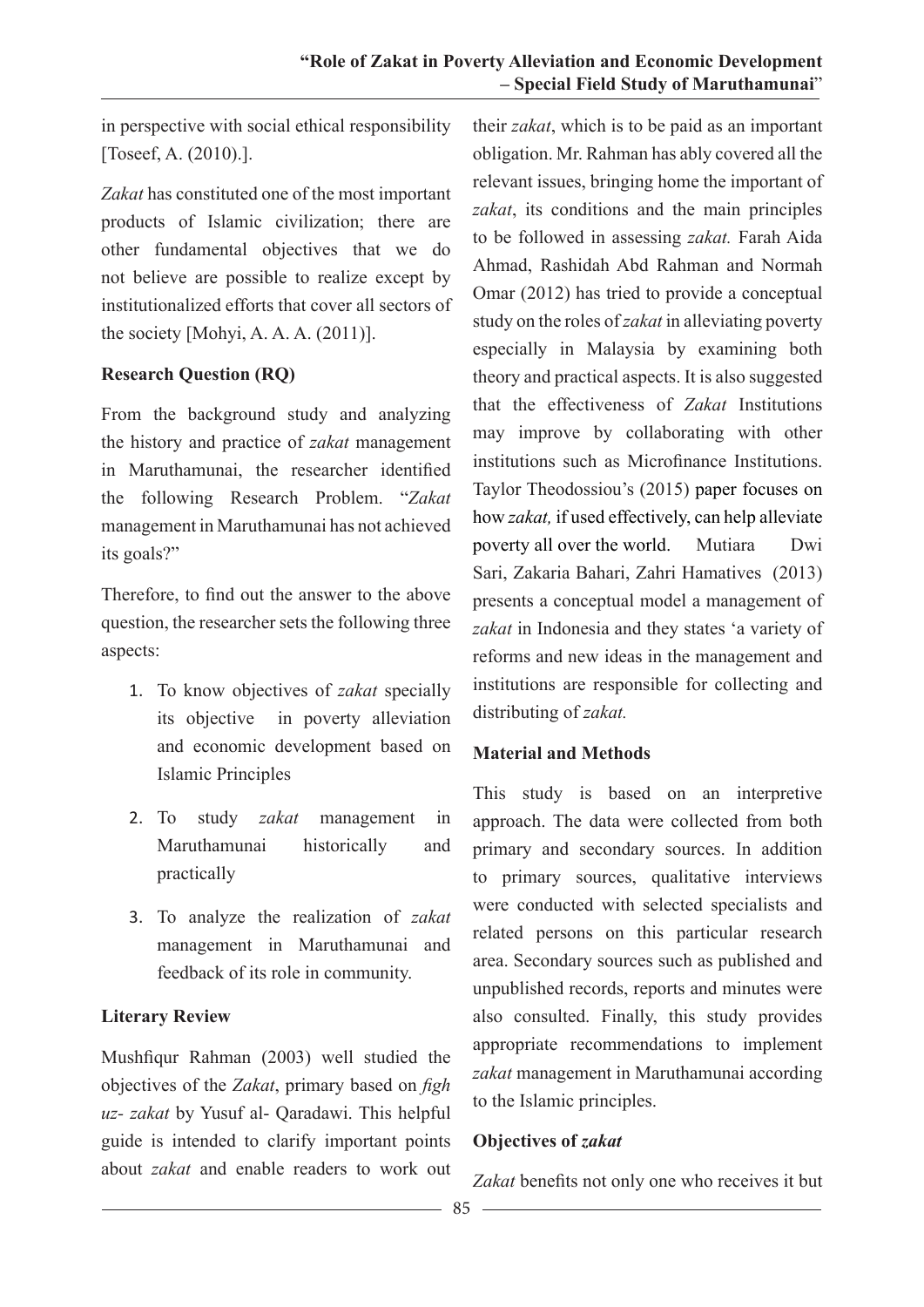in perspective with social ethical responsibility [Toseef, A. (2010).].

*Zakat* has constituted one of the most important products of Islamic civilization; there are other fundamental objectives that we do not believe are possible to realize except by institutionalized efforts that cover all sectors of the society [Mohyi, A. A. A. (2011)].

**Research Question (RQ)**

From the background study and analyzing the history and practice of *zakat* management in Maruthamunai, the researcher identified the following Research Problem. "*Zakat* management in Maruthamunai has not achieved its goals?"

Therefore, to find out the answer to the above question, the researcher sets the following three aspects:

1. To know objectives of *zakat* specially its objective in poverty alleviation and economic development based on Islamic Principles
2. To study *zakat* management in Maruthamunai historically and practically
3. To analyze the realization of *zakat* management in Maruthamunai and feedback of its role in community.

**Literary Review**

Mushfiqur Rahman (2003) well studied the objectives of the *Zakat*, primary based on *figh uz- zakat* by Yusuf al- Qaradawi. This helpful guide is intended to clarify important points about *zakat* and enable readers to work out their *zakat*, which is to be paid as an important obligation. Mr. Rahman has ably covered all the relevant issues, bringing home the important of *zakat*, its conditions and the main principles to be followed in assessing *zakat.* Farah Aida Ahmad, Rashidah Abd Rahman and Normah Omar (2012) has tried to provide a conceptual study on the roles of *zakat* in alleviating poverty especially in Malaysia by examining both theory and practical aspects. It is also suggested that the effectiveness of *Zakat* Institutions may improve by collaborating with other institutions such as Microfinance Institutions. Taylor Theodossiou's (2015) paper focuses on how *zakat,* if used effectively, can help alleviate poverty all over the world. Mutiara Dwi Sari, Zakaria Bahari, Zahri Hamatives (2013) presents a conceptual model a management of *zakat* in Indonesia and they states 'a variety of reforms and new ideas in the management and institutions are responsible for collecting and distributing of *zakat.*

**Material and Methods**

This study is based on an interpretive approach. The data were collected from both primary and secondary sources. In addition to primary sources, qualitative interviews were conducted with selected specialists and related persons on this particular research area. Secondary sources such as published and unpublished records, reports and minutes were also consulted. Finally, this study provides appropriate recommendations to implement *zakat* management in Maruthamunai according to the Islamic principles.

**Objectives of *zakat***

*Zakat* benefits not only one who receives it but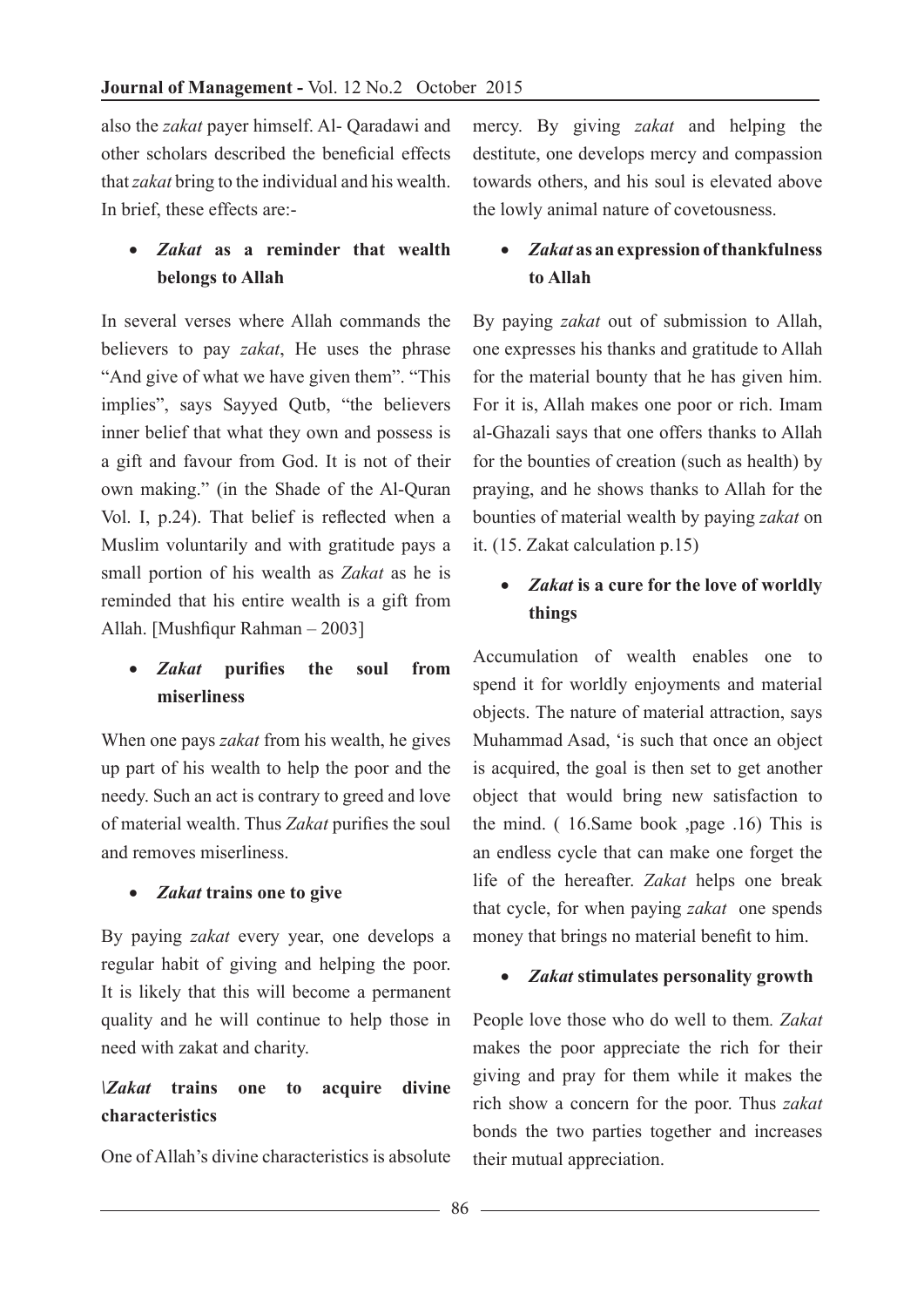also the *zakat* payer himself. Al- Qaradawi and other scholars described the beneficial effects that *zakat* bring to the individual and his wealth. In brief, these effects are:-

- ***Zakat* as a reminder that wealth belongs to Allah**

In several verses where Allah commands the believers to pay *zakat*, He uses the phrase "And give of what we have given them". "This implies", says Sayyed Qutb, "the believers inner belief that what they own and possess is a gift and favour from God. It is not of their own making." (in the Shade of the Al-Quran Vol. I, p.24). That belief is reflected when a Muslim voluntarily and with gratitude pays a small portion of his wealth as *Zakat* as he is reminded that his entire wealth is a gift from Allah. [Mushfiqur Rahman – 2003]

- ***Zakat* purifies the soul from miserliness**

When one pays *zakat* from his wealth, he gives up part of his wealth to help the poor and the needy. Such an act is contrary to greed and love of material wealth. Thus *Zakat* purifies the soul and removes miserliness.

- ***Zakat* trains one to give**

By paying *zakat* every year, one develops a regular habit of giving and helping the poor. It is likely that this will become a permanent quality and he will continue to help those in need with zakat and charity.

**\*Zakat* trains one to acquire divine characteristics**

One of Allah's divine characteristics is absolute mercy. By giving *zakat* and helping the destitute, one develops mercy and compassion towards others, and his soul is elevated above the lowly animal nature of covetousness.

- ***Zakat* as an expression of thankfulness to Allah**

By paying *zakat* out of submission to Allah, one expresses his thanks and gratitude to Allah for the material bounty that he has given him. For it is, Allah makes one poor or rich. Imam al-Ghazali says that one offers thanks to Allah for the bounties of creation (such as health) by praying, and he shows thanks to Allah for the bounties of material wealth by paying *zakat* on it. (15. Zakat calculation p.15)

- ***Zakat* is a cure for the love of worldly things**

Accumulation of wealth enables one to spend it for worldly enjoyments and material objects. The nature of material attraction, says Muhammad Asad, 'is such that once an object is acquired, the goal is then set to get another object that would bring new satisfaction to the mind. ( 16.Same book ,page .16) This is an endless cycle that can make one forget the life of the hereafter. *Zakat* helps one break that cycle, for when paying *zakat* one spends money that brings no material benefit to him.

- ***Zakat* stimulates personality growth**

People love those who do well to them. *Zakat* makes the poor appreciate the rich for their giving and pray for them while it makes the rich show a concern for the poor. Thus *zakat* bonds the two parties together and increases their mutual appreciation.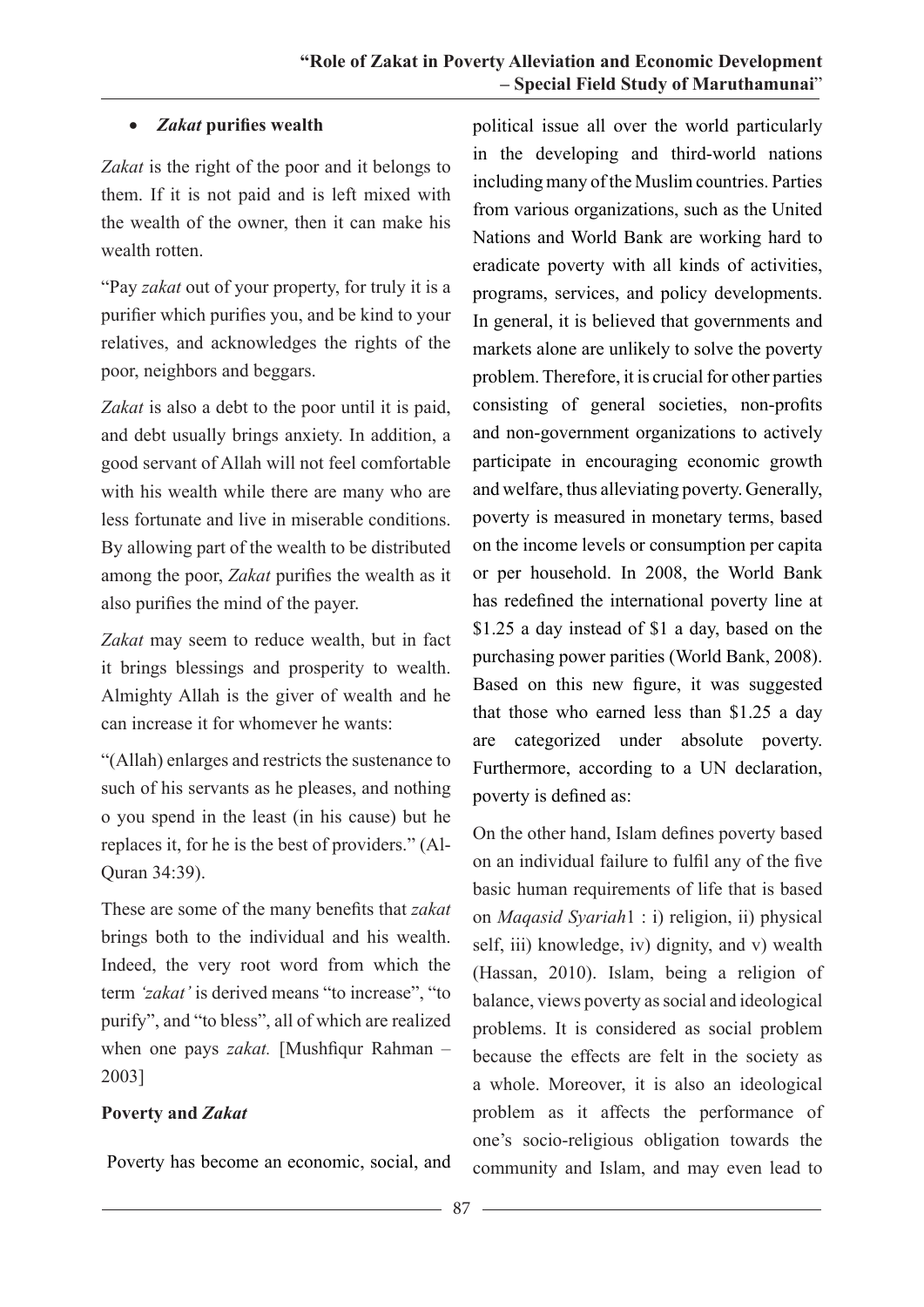- ***Zakat* purifies wealth**

*Zakat* is the right of the poor and it belongs to them. If it is not paid and is left mixed with the wealth of the owner, then it can make his wealth rotten.

"Pay *zakat* out of your property, for truly it is a purifier which purifies you, and be kind to your relatives, and acknowledges the rights of the poor, neighbors and beggars.

*Zakat* is also a debt to the poor until it is paid, and debt usually brings anxiety. In addition, a good servant of Allah will not feel comfortable with his wealth while there are many who are less fortunate and live in miserable conditions. By allowing part of the wealth to be distributed among the poor, *Zakat* purifies the wealth as it also purifies the mind of the payer.

*Zakat* may seem to reduce wealth, but in fact it brings blessings and prosperity to wealth. Almighty Allah is the giver of wealth and he can increase it for whomever he wants:

"(Allah) enlarges and restricts the sustenance to such of his servants as he pleases, and nothing o you spend in the least (in his cause) but he replaces it, for he is the best of providers." (Al-Quran 34:39).

These are some of the many benefits that *zakat* brings both to the individual and his wealth. Indeed, the very root word from which the term *'zakat'* is derived means "to increase", "to purify", and "to bless", all of which are realized when one pays *zakat.* [Mushfiqur Rahman – 2003]

**Poverty and *Zakat***

Poverty has become an economic, social, and political issue all over the world particularly in the developing and third-world nations including many of the Muslim countries. Parties from various organizations, such as the United Nations and World Bank are working hard to eradicate poverty with all kinds of activities, programs, services, and policy developments. In general, it is believed that governments and markets alone are unlikely to solve the poverty problem. Therefore, it is crucial for other parties consisting of general societies, non-profits and non-government organizations to actively participate in encouraging economic growth and welfare, thus alleviating poverty. Generally, poverty is measured in monetary terms, based on the income levels or consumption per capita or per household. In 2008, the World Bank has redefined the international poverty line at $1.25 a day instead of $1 a day, based on the purchasing power parities (World Bank, 2008). Based on this new figure, it was suggested that those who earned less than $1.25 a day are categorized under absolute poverty. Furthermore, according to a UN declaration, poverty is defined as:

On the other hand, Islam defines poverty based on an individual failure to fulfil any of the five basic human requirements of life that is based on *Maqasid Syariah*1 : i) religion, ii) physical self, iii) knowledge, iv) dignity, and v) wealth (Hassan, 2010). Islam, being a religion of balance, views poverty as social and ideological problems. It is considered as social problem because the effects are felt in the society as a whole. Moreover, it is also an ideological problem as it affects the performance of one's socio-religious obligation towards the community and Islam, and may even lead to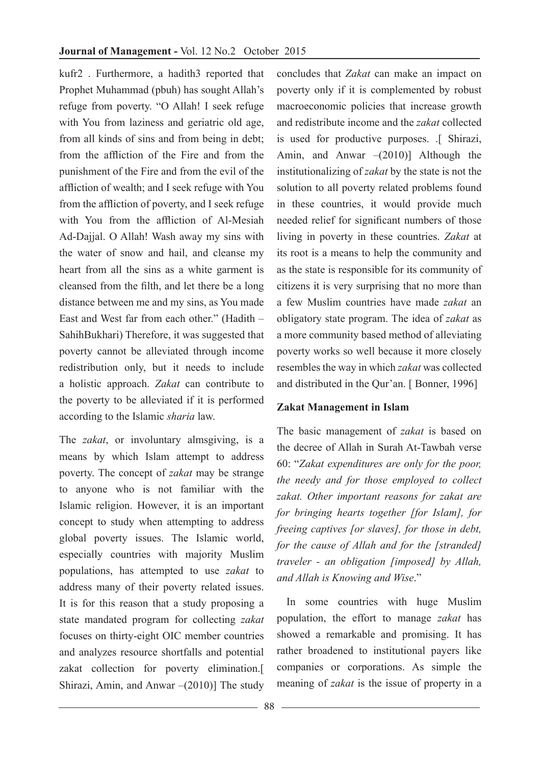kufr[2] . Furthermore, a hadith[3] reported that Prophet Muhammad (pbuh) has sought Allah's refuge from poverty. "O Allah! I seek refuge with You from laziness and geriatric old age, from all kinds of sins and from being in debt; from the affliction of the Fire and from the punishment of the Fire and from the evil of the affliction of wealth; and I seek refuge with You from the affliction of poverty, and I seek refuge with You from the affliction of Al-Mesiah Ad-Dajjal. O Allah! Wash away my sins with the water of snow and hail, and cleanse my heart from all the sins as a white garment is cleansed from the filth, and let there be a long distance between me and my sins, as You made East and West far from each other." (Hadith – SahihBukhari) Therefore, it was suggested that poverty cannot be alleviated through income redistribution only, but it needs to include a holistic approach. *Zakat* can contribute to the poverty to be alleviated if it is performed according to the Islamic *sharia* law.

The *zakat*, or involuntary almsgiving, is a means by which Islam attempt to address poverty. The concept of *zakat* may be strange to anyone who is not familiar with the Islamic religion. However, it is an important concept to study when attempting to address global poverty issues. The Islamic world, especially countries with majority Muslim populations, has attempted to use *zakat* to address many of their poverty related issues. It is for this reason that a study proposing a state mandated program for collecting *zakat* focuses on thirty-eight OIC member countries and analyzes resource shortfalls and potential zakat collection for poverty elimination.[ Shirazi, Amin, and Anwar –(2010)] The study concludes that *Zakat* can make an impact on poverty only if it is complemented by robust macroeconomic policies that increase growth and redistribute income and the *zakat* collected is used for productive purposes. .[ Shirazi, Amin, and Anwar –(2010)] Although the institutionalizing of *zakat* by the state is not the solution to all poverty related problems found in these countries, it would provide much needed relief for significant numbers of those living in poverty in these countries. *Zakat* at its root is a means to help the community and as the state is responsible for its community of citizens it is very surprising that no more than a few Muslim countries have made *zakat* an obligatory state program. The idea of *zakat* as a more community based method of alleviating poverty works so well because it more closely resembles the way in which *zakat* was collected and distributed in the Qur'an. [ Bonner, 1996]

**Zakat Management in Islam**

The basic management of *zakat* is based on the decree of Allah in Surah At-Tawbah verse 60: "*Zakat expenditures are only for the poor, the needy and for those employed to collect zakat. Other important reasons for zakat are for bringing hearts together [for Islam], for freeing captives [or slaves], for those in debt, for the cause of Allah and for the [stranded] traveler - an obligation [imposed] by Allah, and Allah is Knowing and Wise*."

In some countries with huge Muslim population, the effort to manage *zakat* has showed a remarkable and promising. It has rather broadened to institutional payers like companies or corporations. As simple the meaning of *zakat* is the issue of property in a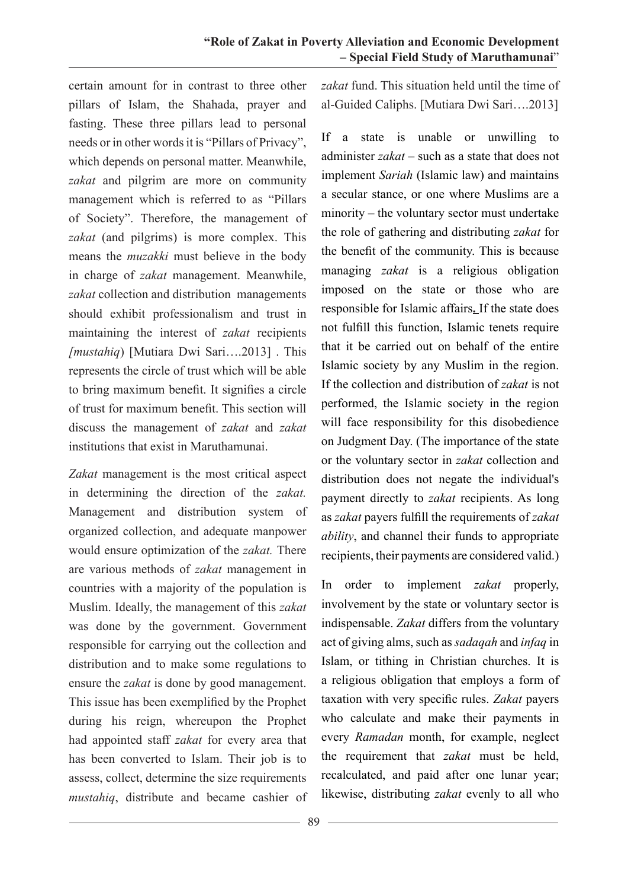certain amount for in contrast to three other pillars of Islam, the Shahada, prayer and fasting. These three pillars lead to personal needs or in other words it is "Pillars of Privacy", which depends on personal matter. Meanwhile, *zakat* and pilgrim are more on community management which is referred to as "Pillars of Society". Therefore, the management of *zakat* (and pilgrims) is more complex. This means the *muzakki* must believe in the body in charge of *zakat* management. Meanwhile, *zakat* collection and distribution managements should exhibit professionalism and trust in maintaining the interest of *zakat* recipients *[mustahiq*) [Mutiara Dwi Sari….2013] . This represents the circle of trust which will be able to bring maximum benefit. It signifies a circle of trust for maximum benefit. This section will discuss the management of *zakat* and *zakat* institutions that exist in Maruthamunai.

*Zakat* management is the most critical aspect in determining the direction of the *zakat.* Management and distribution system of organized collection, and adequate manpower would ensure optimization of the *zakat.* There are various methods of *zakat* management in countries with a majority of the population is Muslim. Ideally, the management of this *zakat* was done by the government. Government responsible for carrying out the collection and distribution and to make some regulations to ensure the *zakat* is done by good management. This issue has been exemplified by the Prophet during his reign, whereupon the Prophet had appointed staff *zakat* for every area that has been converted to Islam. Their job is to assess, collect, determine the size requirements *mustahiq*, distribute and became cashier of *zakat* fund. This situation held until the time of al-Guided Caliphs. [Mutiara Dwi Sari….2013]

If a state is unable or unwilling to administer *zakat* – such as a state that does not implement *Sariah* (Islamic law) and maintains a secular stance, or one where Muslims are a minority – the voluntary sector must undertake the role of gathering and distributing *zakat* for the benefit of the community. This is because managing *zakat* is a religious obligation imposed on the state or those who are responsible for Islamic affairs. If the state does not fulfill this function, Islamic tenets require that it be carried out on behalf of the entire Islamic society by any Muslim in the region. If the collection and distribution of *zakat* is not performed, the Islamic society in the region will face responsibility for this disobedience on Judgment Day. (The importance of the state or the voluntary sector in *zakat* collection and distribution does not negate the individual's payment directly to *zakat* recipients. As long as *zakat* payers fulfill the requirements of *zakat ability*, and channel their funds to appropriate recipients, their payments are considered valid.)

In order to implement *zakat* properly, involvement by the state or voluntary sector is indispensable. *Zakat* differs from the voluntary act of giving alms, such as *sadaqah* and *infaq* in Islam, or tithing in Christian churches. It is a religious obligation that employs a form of taxation with very specific rules. *Zakat* payers who calculate and make their payments in every *Ramadan* month, for example, neglect the requirement that *zakat* must be held, recalculated, and paid after one lunar year; likewise, distributing *zakat* evenly to all who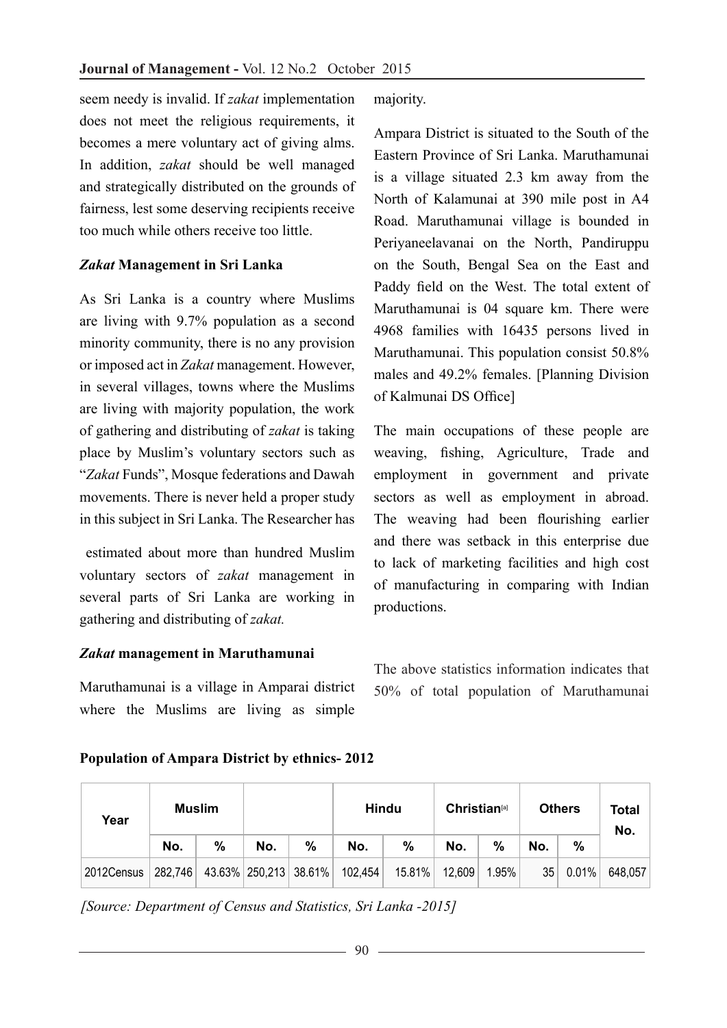seem needy is invalid. If *zakat* implementation does not meet the religious requirements, it becomes a mere voluntary act of giving alms. In addition, *zakat* should be well managed and strategically distributed on the grounds of fairness, lest some deserving recipients receive too much while others receive too little.

### *Zakat* Management in Sri Lanka

As Sri Lanka is a country where Muslims are living with 9.7% population as a second minority community, there is no any provision or imposed act in *Zakat* management. However, in several villages, towns where the Muslims are living with majority population, the work of gathering and distributing of *zakat* is taking place by Muslim's voluntary sectors such as "*Zakat* Funds", Mosque federations and Dawah movements. There is never held a proper study in this subject in Sri Lanka. The Researcher has estimated about more than hundred Muslim voluntary sectors of *zakat* management in several parts of Sri Lanka are working in gathering and distributing of *zakat.*

### *Zakat* management in Maruthamunai

Maruthamunai is a village in Amparai district where the Muslims are living as simple majority.

Ampara District is situated to the South of the Eastern Province of Sri Lanka. Maruthamunai is a village situated 2.3 km away from the North of Kalamunai at 390 mile post in A4 Road. Maruthamunai village is bounded in Periyaneelavanai on the North, Pandiruppu on the South, Bengal Sea on the East and Paddy field on the West. The total extent of Maruthamunai is 04 square km. There were 4968 families with 16435 persons lived in Maruthamunai. This population consist 50.8% males and 49.2% females. [Planning Division of Kalmunai DS Office]

The main occupations of these people are weaving, fishing, Agriculture, Trade and employment in government and private sectors as well as employment in abroad. The weaving had been flourishing earlier and there was setback in this enterprise due to lack of marketing facilities and high cost of manufacturing in comparing with Indian productions.

The above statistics information indicates that 50% of total population of Maruthamunai

**Population of Ampara District by ethnics- 2012**

| Year | Muslim | | | | Hindu | | Christian[a] | | Others | | Total No. |
|---|---|---|---|---|---|---|---|---|---|---|---|
| | No. | % | No. | % | No. | % | No. | % | No. | % | |
| 2012Census | 282,746 | 43.63% | 250,213 | 38.61% | 102,454 | 15.81% | 12,609 | 1.95% | 35 | 0.01% | 648,057 |

*[Source: Department of Census and Statistics, Sri Lanka -2015]*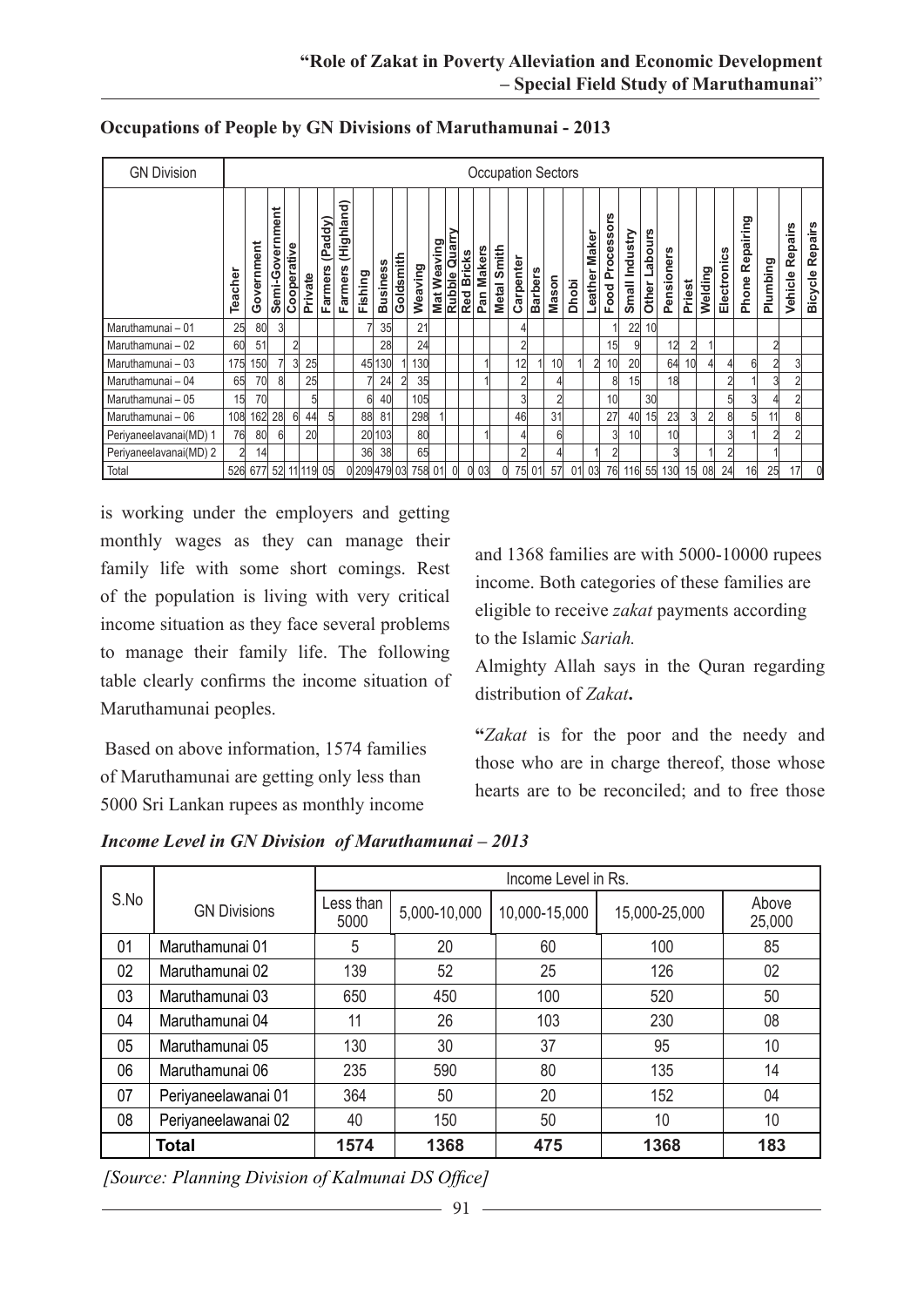**Occupations of People by GN Divisions of Maruthamunai - 2013**

| GN Division | Occupation Sectors | | | | | | | | | | | | | | | | | | | | | | | | | | | | | | |
|---|---|---|---|---|---|---|---|---|---|---|---|---|---|---|---|---|---|---|---|---|---|---|---|---|---|---|---|---|---|---|---|
| | Teacher | Government | Semi-Government | Cooperative | Private | Farmers (Paddy) | Farmers (Highland) | Fishing | Business | Goldsmith | Weaving | Mat Weaving | Rubble Quarry | Red Bricks | Pan Makers | Metal Smith | Carpenter | Barbers | Mason | Dhobi | Leather Maker | Food Processors | Small Industry | Other Labours | Pensioners | Priest | Welding | Electronics | Phone Repairing | Plumbing | Vehicle Repairs | Bicycle Repairs |
| Maruthamunai – 01 | 25 | 80 | 3 | | | | | 7 | 35 | | 21 | | | | | | 4 | | | | | 1 | 22 | 10 | | | | | | 2 | | |
| Maruthamunai – 02 | 60 | 51 | | 2 | | | | | 28 | | 24 | | | | | | 2 | | | | | 15 | 9 | | 12 | 2 | 1 | | | | | |
| Maruthamunai – 03 | 175 | 150 | 7 | 3 | 25 | | | 45 | 130 | 1 | 130 | | | | 1 | | 12 | 1 | 10 | 1 | 2 | 10 | 20 | | 64 | 10 | 4 | 4 | 6 | 2 | 3 | |
| Maruthamunai – 04 | 65 | 70 | 8 | | 25 | | | 7 | 24 | 2 | 35 | | | | 1 | | 2 | | 4 | | | 8 | 15 | | 18 | | | 2 | 1 | 3 | 2 | |
| Maruthamunai – 05 | 15 | 70 | | | 5 | | | 6 | 40 | | 105 | | | | | | 3 | | 2 | | | 10 | | 30 | | | | 5 | 3 | 4 | 2 | |
| Maruthamunai – 06 | 108 | 162 | 28 | 6 | 44 | 5 | | 88 | 81 | | 298 | 1 | | | | | 46 | | 31 | | | 27 | 40 | 15 | 23 | 3 | 2 | 8 | 5 | 11 | 8 | |
| Periyaneelavanai(MD) 1 | 76 | 80 | 6 | | 20 | | | 20 | 103 | | 80 | | | | 1 | | 4 | | 6 | | | 3 | 10 | | 10 | | | 3 | 1 | 2 | 2 | |
| Periyaneelavanai(MD) 2 | 2 | 14 | | | | | | 36 | 38 | | 65 | | | | | | 2 | | 4 | | 1 | 2 | | | 3 | | 1 | 2 | | 1 | | |
| Total | 526 | 677 | 52 | 11 | 119 | 05 | 0 | 209 | 479 | 03 | 758 | 01 | 0 | 0 | 03 | 0 | 75 | 01 | 57 | 01 | 03 | 76 | 116 | 55 | 130 | 15 | 08 | 24 | 16 | 25 | 17 | 0 |

is working under the employers and getting monthly wages as they can manage their family life with some short comings. Rest of the population is living with very critical income situation as they face several problems to manage their family life. The following table clearly confirms the income situation of Maruthamunai peoples.

Based on above information, 1574 families of Maruthamunai are getting only less than 5000 Sri Lankan rupees as monthly income and 1368 families are with 5000-10000 rupees income. Both categories of these families are eligible to receive *zakat* payments according to the Islamic *Sariah.*

Almighty Allah says in the Quran regarding distribution of *Zakat***.**

**"***Zakat* is for the poor and the needy and those who are in charge thereof, those whose hearts are to be reconciled; and to free those

***Income Level in GN Division of Maruthamunai – 2013***

| S.No | GN Divisions | Income Level in Rs. | | | | |
|---|---|---|---|---|---|---|
| | | Less than 5000 | 5,000-10,000 | 10,000-15,000 | 15,000-25,000 | Above 25,000 |
| 01 | Maruthamunai 01 | 5 | 20 | 60 | 100 | 85 |
| 02 | Maruthamunai 02 | 139 | 52 | 25 | 126 | 02 |
| 03 | Maruthamunai 03 | 650 | 450 | 100 | 520 | 50 |
| 04 | Maruthamunai 04 | 11 | 26 | 103 | 230 | 08 |
| 05 | Maruthamunai 05 | 130 | 30 | 37 | 95 | 10 |
| 06 | Maruthamunai 06 | 235 | 590 | 80 | 135 | 14 |
| 07 | Periyaneelawanai 01 | 364 | 50 | 20 | 152 | 04 |
| 08 | Periyaneelawanai 02 | 40 | 150 | 50 | 10 | 10 |
| | **Total** | **1574** | **1368** | **475** | **1368** | **183** |

*[Source: Planning Division of Kalmunai DS Office]*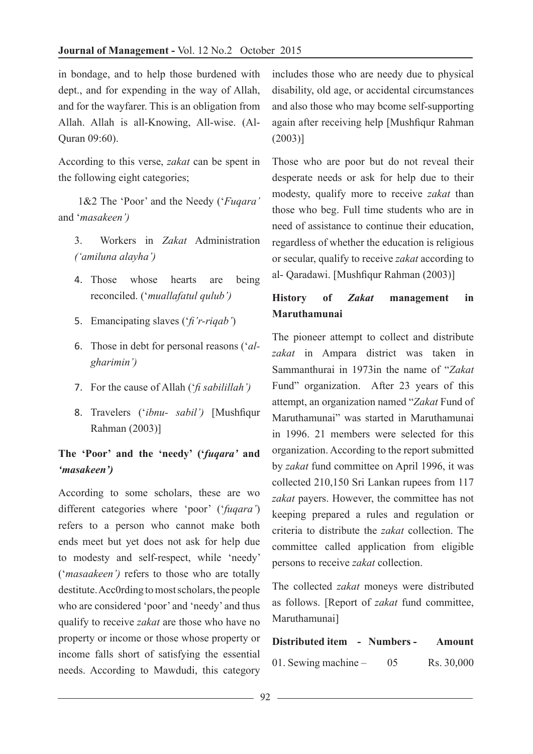in bondage, and to help those burdened with dept., and for expending in the way of Allah, and for the wayfarer. This is an obligation from Allah. Allah is all-Knowing, All-wise. (Al-Quran 09:60).

According to this verse, *zakat* can be spent in the following eight categories;

1&2 The 'Poor' and the Needy ('*Fuqara'* and '*masakeen')*

3. Workers in *Zakat* Administration *('amiluna alayha')*

4. Those whose hearts are being reconciled. ('*muallafatul qulub')*

5. Emancipating slaves ('*fi'r-riqab'*)

6. Those in debt for personal reasons ('*al-gharimin')*

7. For the cause of Allah ('*fi sabilillah')*

8. Travelers ('*ibnu- sabil')* [Mushfiqur Rahman (2003)]

### The 'Poor' and the 'needy' ('*fuqara'* and *'masakeen')*

According to some scholars, these are wo different categories where 'poor' ('*fuqara'*) refers to a person who cannot make both ends meet but yet does not ask for help due to modesty and self-respect, while 'needy' ('*masaakeen')* refers to those who are totally destitute. Acc0rding to most scholars, the people who are considered 'poor' and 'needy' and thus qualify to receive *zakat* are those who have no property or income or those whose property or income falls short of satisfying the essential needs. According to Mawdudi, this category includes those who are needy due to physical disability, old age, or accidental circumstances and also those who may bcome self-supporting again after receiving help [Mushfiqur Rahman (2003)]

Those who are poor but do not reveal their desperate needs or ask for help due to their modesty, qualify more to receive *zakat* than those who beg. Full time students who are in need of assistance to continue their education, regardless of whether the education is religious or secular, qualify to receive *zakat* according to al- Qaradawi. [Mushfiqur Rahman (2003)]

### History of *Zakat* management in Maruthamunai

The pioneer attempt to collect and distribute *zakat* in Ampara district was taken in Sammanthurai in 1973in the name of "*Zakat* Fund" organization. After 23 years of this attempt, an organization named "*Zakat* Fund of Maruthamunai" was started in Maruthamunai in 1996. 21 members were selected for this organization. According to the report submitted by *zakat* fund committee on April 1996, it was collected 210,150 Sri Lankan rupees from 117 *zakat* payers. However, the committee has not keeping prepared a rules and regulation or criteria to distribute the *zakat* collection. The committee called application from eligible persons to receive *zakat* collection.

The collected *zakat* moneys were distributed as follows. [Report of *zakat* fund committee, Maruthamunai]

| Distributed item | Numbers | Amount |
|---|---|---|
| 01. Sewing machine – | 05 | Rs. 30,000 |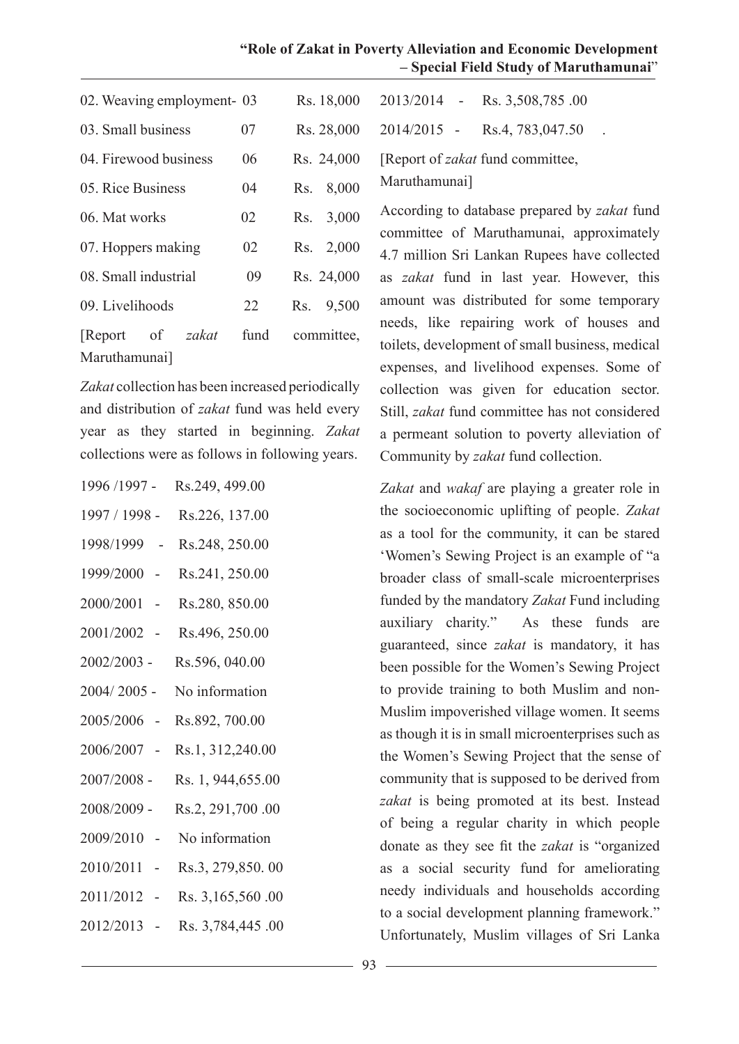| | | |
|---|---|---|
| 02. Weaving employment- | 03 | Rs. 18,000 |
| 03. Small business | 07 | Rs. 28,000 |
| 04. Firewood business | 06 | Rs. 24,000 |
| 05. Rice Business | 04 | Rs. 8,000 |
| 06. Mat works | 02 | Rs. 3,000 |
| 07. Hoppers making | 02 | Rs. 2,000 |
| 08. Small industrial | 09 | Rs. 24,000 |
| 09. Livelihoods | 22 | Rs. 9,500 |

[Report of *zakat* fund committee, Maruthamunai]

*Zakat* collection has been increased periodically and distribution of *zakat* fund was held every year as they started in beginning. *Zakat* collections were as follows in following years.

1996 /1997 - Rs.249, 499.00

1997 / 1998 - Rs.226, 137.00

1998/1999 - Rs.248, 250.00

1999/2000 - Rs.241, 250.00

2000/2001 - Rs.280, 850.00

2001/2002 - Rs.496, 250.00

2002/2003 - Rs.596, 040.00

2004/ 2005 - No information

2005/2006 - Rs.892, 700.00

2006/2007 - Rs.1, 312,240.00

2007/2008 - Rs. 1, 944,655.00

2008/2009 - Rs.2, 291,700 .00

2009/2010 - No information

2010/2011 - Rs.3, 279,850. 00

2011/2012 - Rs. 3,165,560 .00

2012/2013 - Rs. 3,784,445 .00

2013/2014 - Rs. 3,508,785 .00

2014/2015 - Rs.4, 783,047.50 .

[Report of *zakat* fund committee, Maruthamunai]

According to database prepared by *zakat* fund committee of Maruthamunai, approximately 4.7 million Sri Lankan Rupees have collected as *zakat* fund in last year. However, this amount was distributed for some temporary needs, like repairing work of houses and toilets, development of small business, medical expenses, and livelihood expenses. Some of collection was given for education sector. Still, *zakat* fund committee has not considered a permeant solution to poverty alleviation of Community by *zakat* fund collection.

*Zakat* and *wakaf* are playing a greater role in the socioeconomic uplifting of people. *Zakat* as a tool for the community, it can be stared 'Women's Sewing Project is an example of "a broader class of small-scale microenterprises funded by the mandatory *Zakat* Fund including auxiliary charity." As these funds are guaranteed, since *zakat* is mandatory, it has been possible for the Women's Sewing Project to provide training to both Muslim and non-Muslim impoverished village women. It seems as though it is in small microenterprises such as the Women's Sewing Project that the sense of community that is supposed to be derived from *zakat* is being promoted at its best. Instead of being a regular charity in which people donate as they see fit the *zakat* is "organized as a social security fund for ameliorating needy individuals and households according to a social development planning framework." Unfortunately, Muslim villages of Sri Lanka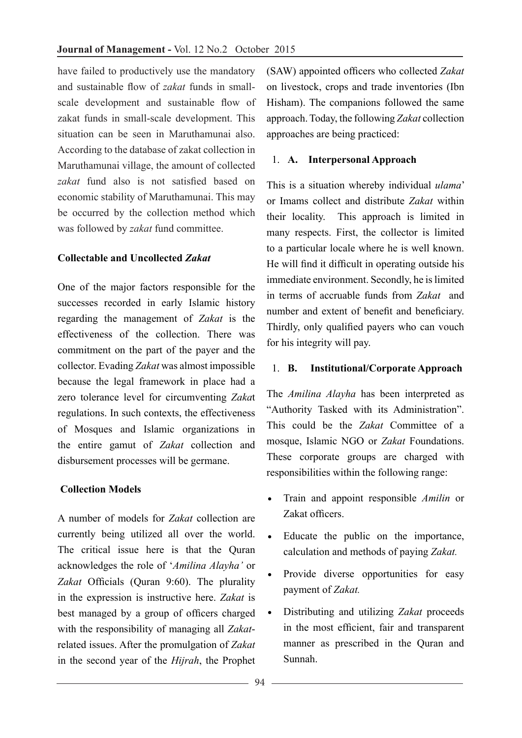have failed to productively use the mandatory and sustainable flow of *zakat* funds in small-scale development and sustainable flow of zakat funds in small-scale development. This situation can be seen in Maruthamunai also. According to the database of zakat collection in Maruthamunai village, the amount of collected *zakat* fund also is not satisfied based on economic stability of Maruthamunai. This may be occurred by the collection method which was followed by *zakat* fund committee.

### Collectable and Uncollected *Zakat*

One of the major factors responsible for the successes recorded in early Islamic history regarding the management of *Zakat* is the effectiveness of the collection. There was commitment on the part of the payer and the collector. Evading *Zakat* was almost impossible because the legal framework in place had a zero tolerance level for circumventing *Zaka*t regulations. In such contexts, the effectiveness of Mosques and Islamic organizations in the entire gamut of *Zakat* collection and disbursement processes will be germane.

### Collection Models

A number of models for *Zakat* collection are currently being utilized all over the world. The critical issue here is that the Quran acknowledges the role of '*Amilina Alayha'* or *Zakat* Officials (Quran 9:60). The plurality in the expression is instructive here. *Zakat* is best managed by a group of officers charged with the responsibility of managing all *Zakat*-related issues. After the promulgation of *Zakat* in the second year of the *Hijrah*, the Prophet (SAW) appointed officers who collected *Zakat* on livestock, crops and trade inventories (Ibn Hisham). The companions followed the same approach. Today, the following *Zakat* collection approaches are being practiced:

#### 1. A. Interpersonal Approach

This is a situation whereby individual *ulama*' or Imams collect and distribute *Zakat* within their locality. This approach is limited in many respects. First, the collector is limited to a particular locale where he is well known. He will find it difficult in operating outside his immediate environment. Secondly, he is limited in terms of accruable funds from *Zakat* and number and extent of benefit and beneficiary. Thirdly, only qualified payers who can vouch for his integrity will pay.

#### 1. B. Institutional/Corporate Approach

The *Amilina Alayha* has been interpreted as "Authority Tasked with its Administration". This could be the *Zakat* Committee of a mosque, Islamic NGO or *Zakat* Foundations. These corporate groups are charged with responsibilities within the following range:

- Train and appoint responsible *Amilin* or Zakat officers.
- Educate the public on the importance, calculation and methods of paying *Zakat.*
- Provide diverse opportunities for easy payment of *Zakat.*
- Distributing and utilizing *Zakat* proceeds in the most efficient, fair and transparent manner as prescribed in the Quran and Sunnah.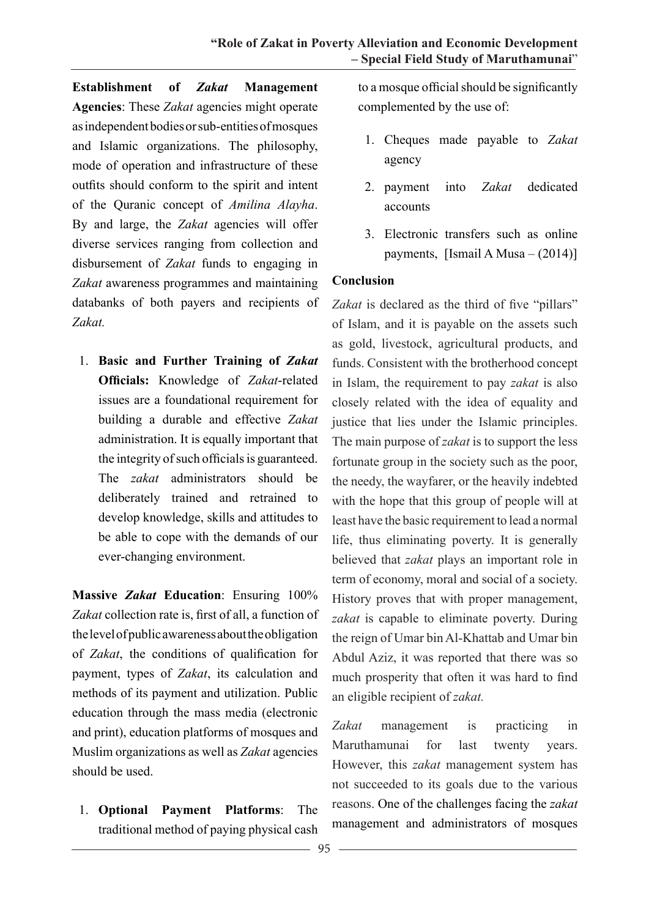**Establishment of *Zakat* Management Agencies**: These *Zakat* agencies might operate as independent bodies or sub-entities of mosques and Islamic organizations. The philosophy, mode of operation and infrastructure of these outfits should conform to the spirit and intent of the Quranic concept of *Amilina Alayha*. By and large, the *Zakat* agencies will offer diverse services ranging from collection and disbursement of *Zakat* funds to engaging in *Zakat* awareness programmes and maintaining databanks of both payers and recipients of *Zakat.*

1. **Basic and Further Training of *Zakat* Officials:** Knowledge of *Zakat*-related issues are a foundational requirement for building a durable and effective *Zakat* administration. It is equally important that the integrity of such officials is guaranteed. The *zakat* administrators should be deliberately trained and retrained to develop knowledge, skills and attitudes to be able to cope with the demands of our ever-changing environment.

**Massive *Zakat* Education**: Ensuring 100% *Zakat* collection rate is, first of all, a function of the level of public awareness about the obligation of *Zakat*, the conditions of qualification for payment, types of *Zakat*, its calculation and methods of its payment and utilization. Public education through the mass media (electronic and print), education platforms of mosques and Muslim organizations as well as *Zakat* agencies should be used.

1. **Optional Payment Platforms**: The traditional method of paying physical cash to a mosque official should be significantly complemented by the use of:

    1. Cheques made payable to *Zakat* agency
    2. payment into *Zakat* dedicated accounts
    3. Electronic transfers such as online payments, [Ismail A Musa – (2014)]

**Conclusion**

*Zakat* is declared as the third of five "pillars" of Islam, and it is payable on the assets such as gold, livestock, agricultural products, and funds. Consistent with the brotherhood concept in Islam, the requirement to pay *zakat* is also closely related with the idea of equality and justice that lies under the Islamic principles. The main purpose of *zakat* is to support the less fortunate group in the society such as the poor, the needy, the wayfarer, or the heavily indebted with the hope that this group of people will at least have the basic requirement to lead a normal life, thus eliminating poverty. It is generally believed that *zakat* plays an important role in term of economy, moral and social of a society. History proves that with proper management, *zakat* is capable to eliminate poverty. During the reign of Umar bin Al-Khattab and Umar bin Abdul Aziz, it was reported that there was so much prosperity that often it was hard to find an eligible recipient of *zakat.*

*Zakat* management is practicing in Maruthamunai for last twenty years. However, this *zakat* management system has not succeeded to its goals due to the various reasons. One of the challenges facing the *zakat* management and administrators of mosques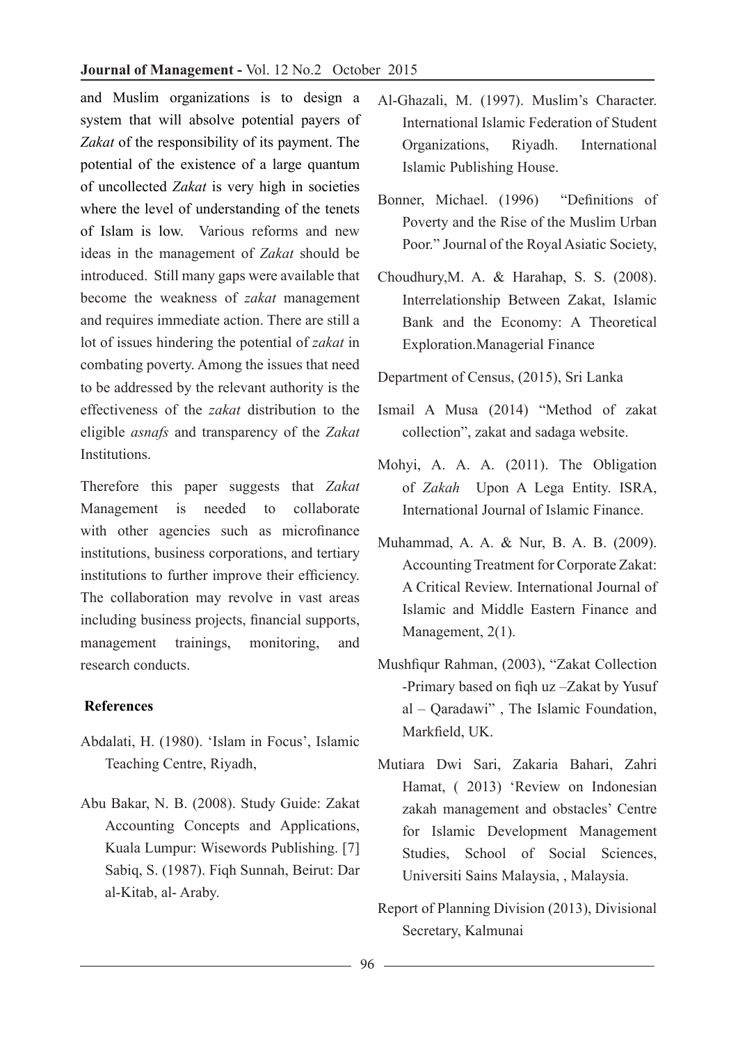and Muslim organizations is to design a system that will absolve potential payers of *Zakat* of the responsibility of its payment. The potential of the existence of a large quantum of uncollected *Zakat* is very high in societies where the level of understanding of the tenets of Islam is low. Various reforms and new ideas in the management of *Zakat* should be introduced. Still many gaps were available that become the weakness of *zakat* management and requires immediate action. There are still a lot of issues hindering the potential of *zakat* in combating poverty. Among the issues that need to be addressed by the relevant authority is the effectiveness of the *zakat* distribution to the eligible *asnafs* and transparency of the *Zakat* Institutions.

Therefore this paper suggests that *Zakat* Management is needed to collaborate with other agencies such as microfinance institutions, business corporations, and tertiary institutions to further improve their efficiency. The collaboration may revolve in vast areas including business projects, financial supports, management trainings, monitoring, and research conducts.

## References

Abdalati, H. (1980). 'Islam in Focus', Islamic Teaching Centre, Riyadh,

Abu Bakar, N. B. (2008). Study Guide: Zakat Accounting Concepts and Applications, Kuala Lumpur: Wisewords Publishing. [7] Sabiq, S. (1987). Fiqh Sunnah, Beirut: Dar al-Kitab, al- Araby.

Al-Ghazali, M. (1997). Muslim's Character. International Islamic Federation of Student Organizations, Riyadh. International Islamic Publishing House.

Bonner, Michael. (1996) "Definitions of Poverty and the Rise of the Muslim Urban Poor." Journal of the Royal Asiatic Society,

Choudhury,M. A. & Harahap, S. S. (2008). Interrelationship Between Zakat, Islamic Bank and the Economy: A Theoretical Exploration.Managerial Finance

Department of Census, (2015), Sri Lanka

Ismail A Musa (2014) "Method of zakat collection", zakat and sadaga website.

Mohyi, A. A. A. (2011). The Obligation of *Zakah* Upon A Lega Entity. ISRA, International Journal of Islamic Finance.

Muhammad, A. A. & Nur, B. A. B. (2009). Accounting Treatment for Corporate Zakat: A Critical Review. International Journal of Islamic and Middle Eastern Finance and Management, 2(1).

Mushfiqur Rahman, (2003), "Zakat Collection -Primary based on fiqh uz –Zakat by Yusuf al – Qaradawi" , The Islamic Foundation, Markfield, UK.

Mutiara Dwi Sari, Zakaria Bahari, Zahri Hamat, ( 2013) 'Review on Indonesian zakah management and obstacles' Centre for Islamic Development Management Studies, School of Social Sciences, Universiti Sains Malaysia, , Malaysia.

Report of Planning Division (2013), Divisional Secretary, Kalmunai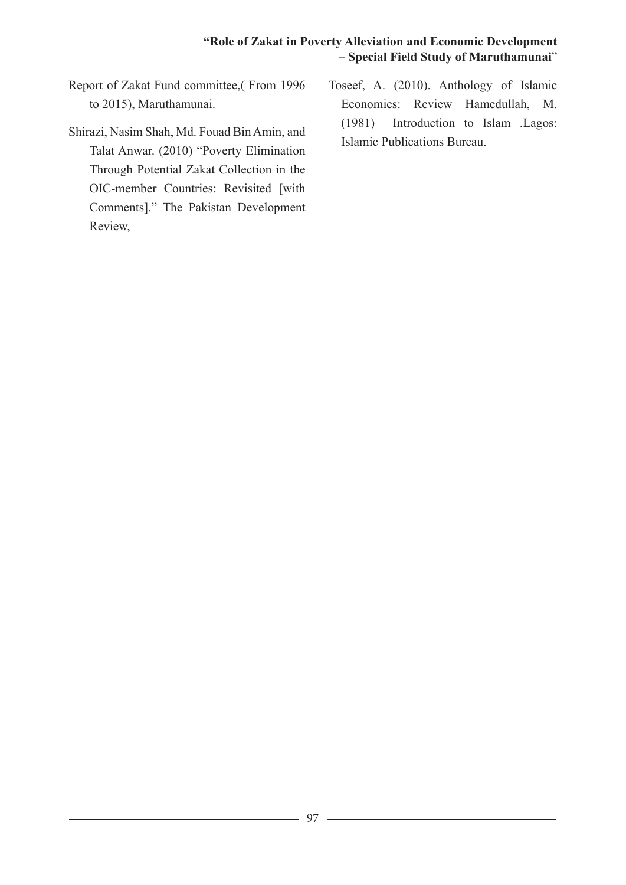Report of Zakat Fund committee,( From 1996 to 2015), Maruthamunai.

Shirazi, Nasim Shah, Md. Fouad Bin Amin, and Talat Anwar. (2010) "Poverty Elimination Through Potential Zakat Collection in the OIC-member Countries: Revisited [with Comments]." The Pakistan Development Review,

Toseef, A. (2010). Anthology of Islamic Economics: Review Hamedullah, M. (1981) Introduction to Islam .Lagos: Islamic Publications Bureau.